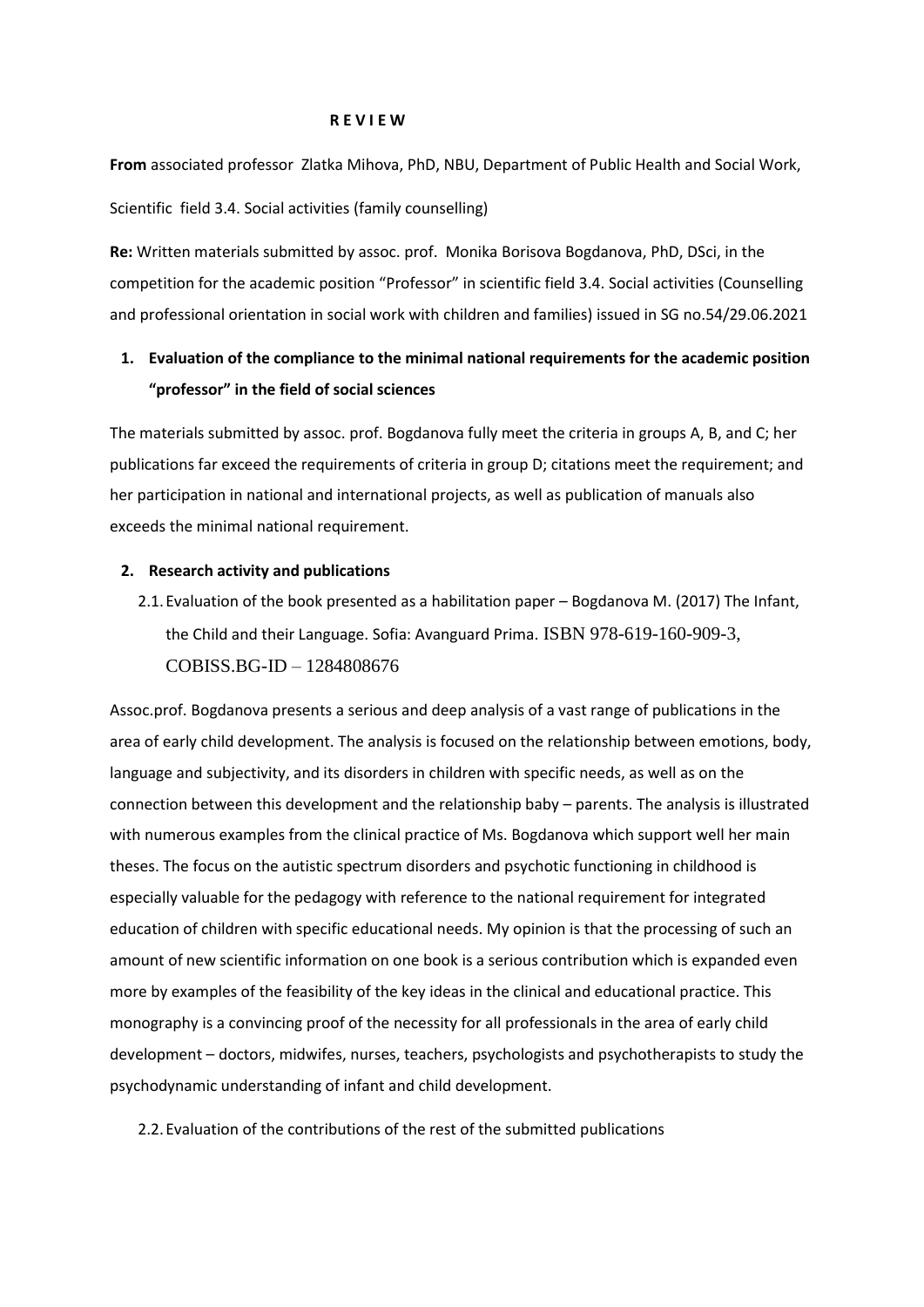# R E V I E W

**From** associated professor Zlatka Mihova, PhD, NBU, Department of Public Health and Social Work,

Scientific field 3.4. Social activities (family counselling)

**Re:** Written materials submitted by assoc. prof. Monika Borisova Bogdanova, PhD, DSci, in the competition for the academic position "Professor" in scientific field 3.4. Social activities (Counselling and professional orientation in social work with children and families) issued in SG no.54/29.06.2021

1. **Evaluation of the compliance to the minimal national requirements for the academic position "professor" in the field of social sciences**

The materials submitted by assoc. prof. Bogdanova fully meet the criteria in groups A, B, and C; her publications far exceed the requirements of criteria in group D; citations meet the requirement; and her participation in national and international projects, as well as publication of manuals also exceeds the minimal national requirement.

2. **Research activity and publications**

2.1. Evaluation of the book presented as a habilitation paper – Bogdanova M. (2017) The Infant, the Child and their Language. Sofia: Avanguard Prima. ISBN 978-619-160-909-3, COBISS.BG-ID – 1284808676

Assoc.prof. Bogdanova presents a serious and deep analysis of a vast range of publications in the area of early child development. The analysis is focused on the relationship between emotions, body, language and subjectivity, and its disorders in children with specific needs, as well as on the connection between this development and the relationship baby – parents. The analysis is illustrated with numerous examples from the clinical practice of Ms. Bogdanova which support well her main theses. The focus on the autistic spectrum disorders and psychotic functioning in childhood is especially valuable for the pedagogy with reference to the national requirement for integrated education of children with specific educational needs. My opinion is that the processing of such an amount of new scientific information on one book is a serious contribution which is expanded even more by examples of the feasibility of the key ideas in the clinical and educational practice. This monography is a convincing proof of the necessity for all professionals in the area of early child development – doctors, midwifes, nurses, teachers, psychologists and psychotherapists to study the psychodynamic understanding of infant and child development.

2.2. Evaluation of the contributions of the rest of the submitted publications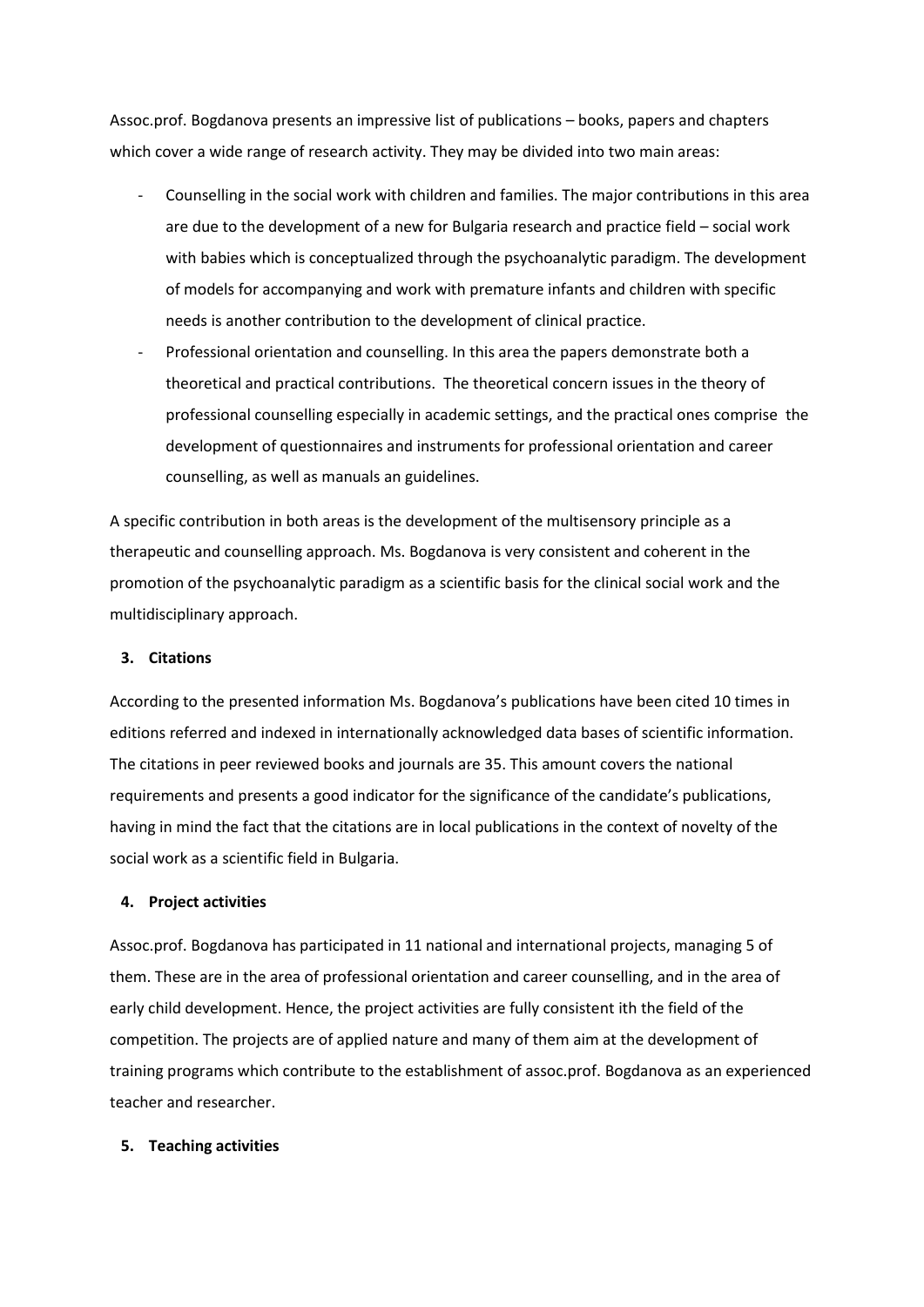Assoc.prof. Bogdanova presents an impressive list of publications – books, papers and chapters which cover a wide range of research activity. They may be divided into two main areas:

- Counselling in the social work with children and families. The major contributions in this area are due to the development of a new for Bulgaria research and practice field – social work with babies which is conceptualized through the psychoanalytic paradigm. The development of models for accompanying and work with premature infants and children with specific needs is another contribution to the development of clinical practice.
- Professional orientation and counselling. In this area the papers demonstrate both a theoretical and practical contributions. The theoretical concern issues in the theory of professional counselling especially in academic settings, and the practical ones comprise the development of questionnaires and instruments for professional orientation and career counselling, as well as manuals an guidelines.

A specific contribution in both areas is the development of the multisensory principle as a therapeutic and counselling approach. Ms. Bogdanova is very consistent and coherent in the promotion of the psychoanalytic paradigm as a scientific basis for the clinical social work and the multidisciplinary approach.

**3. Citations**

According to the presented information Ms. Bogdanova's publications have been cited 10 times in editions referred and indexed in internationally acknowledged data bases of scientific information. The citations in peer reviewed books and journals are 35. This amount covers the national requirements and presents a good indicator for the significance of the candidate's publications, having in mind the fact that the citations are in local publications in the context of novelty of the social work as a scientific field in Bulgaria.

**4. Project activities**

Assoc.prof. Bogdanova has participated in 11 national and international projects, managing 5 of them. These are in the area of professional orientation and career counselling, and in the area of early child development. Hence, the project activities are fully consistent ith the field of the competition. The projects are of applied nature and many of them aim at the development of training programs which contribute to the establishment of assoc.prof. Bogdanova as an experienced teacher and researcher.

**5. Teaching activities**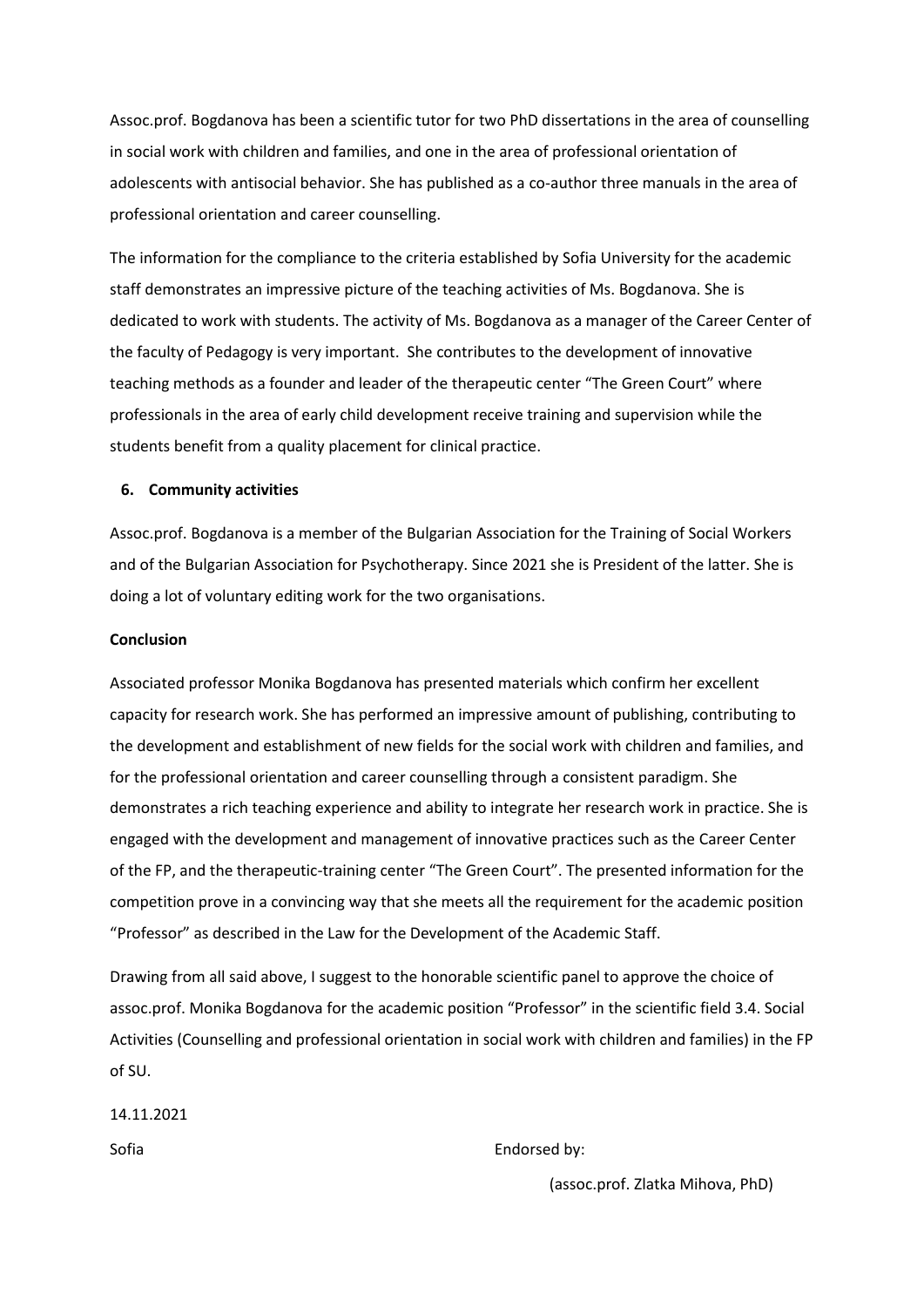Assoc.prof. Bogdanova has been a scientific tutor for two PhD dissertations in the area of counselling in social work with children and families, and one in the area of professional orientation of adolescents with antisocial behavior. She has published as a co-author three manuals in the area of professional orientation and career counselling.

The information for the compliance to the criteria established by Sofia University for the academic staff demonstrates an impressive picture of the teaching activities of Ms. Bogdanova. She is dedicated to work with students. The activity of Ms. Bogdanova as a manager of the Career Center of the faculty of Pedagogy is very important. She contributes to the development of innovative teaching methods as a founder and leader of the therapeutic center "The Green Court" where professionals in the area of early child development receive training and supervision while the students benefit from a quality placement for clinical practice.

**6. Community activities**

Assoc.prof. Bogdanova is a member of the Bulgarian Association for the Training of Social Workers and of the Bulgarian Association for Psychotherapy. Since 2021 she is President of the latter. She is doing a lot of voluntary editing work for the two organisations.

**Conclusion**

Associated professor Monika Bogdanova has presented materials which confirm her excellent capacity for research work. She has performed an impressive amount of publishing, contributing to the development and establishment of new fields for the social work with children and families, and for the professional orientation and career counselling through a consistent paradigm. She demonstrates a rich teaching experience and ability to integrate her research work in practice. She is engaged with the development and management of innovative practices such as the Career Center of the FP, and the therapeutic-training center "The Green Court". The presented information for the competition prove in a convincing way that she meets all the requirement for the academic position "Professor" as described in the Law for the Development of the Academic Staff.

Drawing from all said above, I suggest to the honorable scientific panel to approve the choice of assoc.prof. Monika Bogdanova for the academic position "Professor" in the scientific field 3.4. Social Activities (Counselling and professional orientation in social work with children and families) in the FP of SU.

14.11.2021

Sofia

Endorsed by:

(assoc.prof. Zlatka Mihova, PhD)